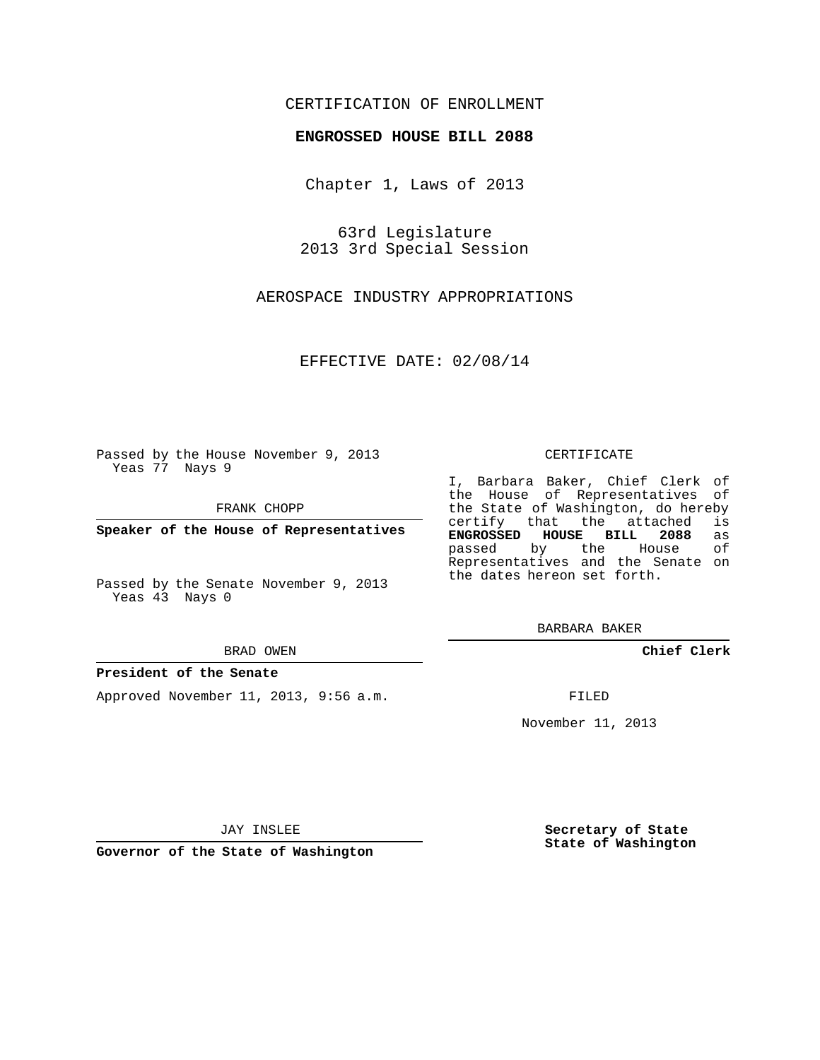CERTIFICATION OF ENROLLMENT

**ENGROSSED HOUSE BILL 2088**

Chapter 1, Laws of 2013

63rd Legislature
2013 3rd Special Session

AEROSPACE INDUSTRY APPROPRIATIONS

EFFECTIVE DATE: 02/08/14

Passed by the House November 9, 2013
Yeas 77 Nays 9

FRANK CHOPP

**Speaker of the House of Representatives**

Passed by the Senate November 9, 2013
Yeas 43 Nays 0

BRAD OWEN

**President of the Senate**

Approved November 11, 2013, 9:56 a.m.

JAY INSLEE

**Governor of the State of Washington**

CERTIFICATE

I, Barbara Baker, Chief Clerk of the House of Representatives of the State of Washington, do hereby certify that the attached is **ENGROSSED HOUSE BILL 2088** as passed by the House of Representatives and the Senate on the dates hereon set forth.

BARBARA BAKER

**Chief Clerk**

FILED

November 11, 2013

**Secretary of State**
**State of Washington**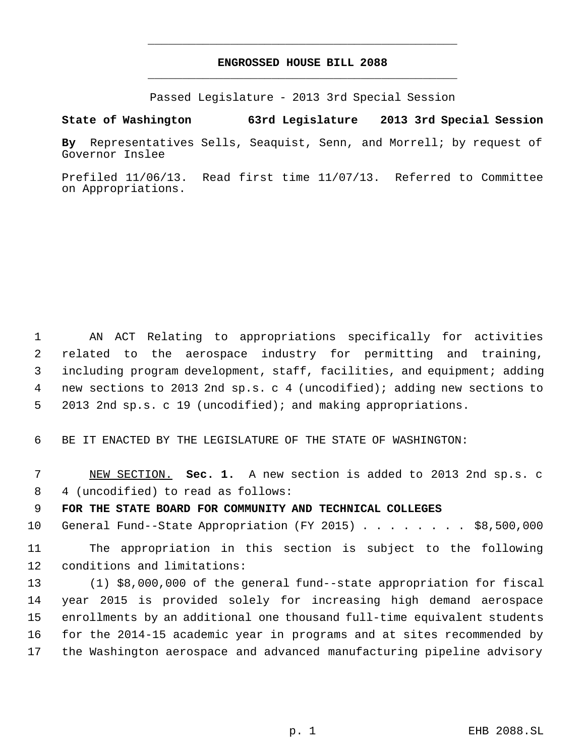# ENGROSSED HOUSE BILL 2088

Passed Legislature - 2013 3rd Special Session

**State of Washington 63rd Legislature 2013 3rd Special Session**

**By** Representatives Sells, Seaquist, Senn, and Morrell; by request of Governor Inslee

Prefiled 11/06/13. Read first time 11/07/13. Referred to Committee on Appropriations.

1 AN ACT Relating to appropriations specifically for activities
2 related to the aerospace industry for permitting and training,
3 including program development, staff, facilities, and equipment; adding
4 new sections to 2013 2nd sp.s. c 4 (uncodified); adding new sections to
5 2013 2nd sp.s. c 19 (uncodified); and making appropriations.

6 BE IT ENACTED BY THE LEGISLATURE OF THE STATE OF WASHINGTON:

7 NEW SECTION. **Sec. 1.** A new section is added to 2013 2nd sp.s. c
8 4 (uncodified) to read as follows:

9 **FOR THE STATE BOARD FOR COMMUNITY AND TECHNICAL COLLEGES**

10 General Fund--State Appropriation (FY 2015) . . . . . . . . $8,500,000

11 The appropriation in this section is subject to the following
12 conditions and limitations:

13 (1) $8,000,000 of the general fund--state appropriation for fiscal
14 year 2015 is provided solely for increasing high demand aerospace
15 enrollments by an additional one thousand full-time equivalent students
16 for the 2014-15 academic year in programs and at sites recommended by
17 the Washington aerospace and advanced manufacturing pipeline advisory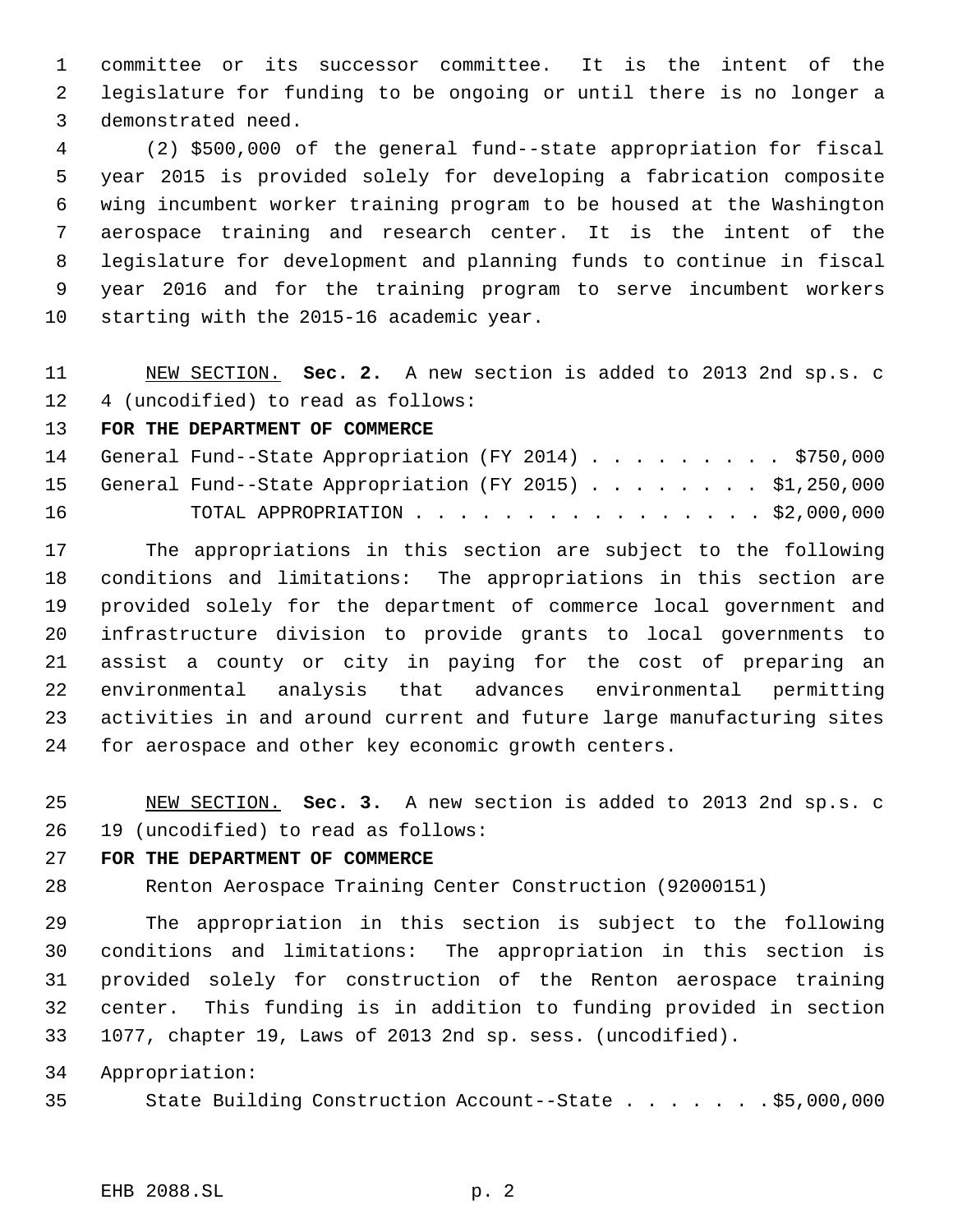committee or its successor committee. It is the intent of the legislature for funding to be ongoing or until there is no longer a demonstrated need.

(2) $500,000 of the general fund--state appropriation for fiscal year 2015 is provided solely for developing a fabrication composite wing incumbent worker training program to be housed at the Washington aerospace training and research center. It is the intent of the legislature for development and planning funds to continue in fiscal year 2016 and for the training program to serve incumbent workers starting with the 2015-16 academic year.

NEW SECTION. **Sec. 2.** A new section is added to 2013 2nd sp.s. c 4 (uncodified) to read as follows:

**FOR THE DEPARTMENT OF COMMERCE**

General Fund--State Appropriation (FY 2014) . . . . . . . . . . $750,000
General Fund--State Appropriation (FY 2015) . . . . . . . . . $1,250,000
TOTAL APPROPRIATION . . . . . . . . . . . . . . . . . $2,000,000

The appropriations in this section are subject to the following conditions and limitations: The appropriations in this section are provided solely for the department of commerce local government and infrastructure division to provide grants to local governments to assist a county or city in paying for the cost of preparing an environmental analysis that advances environmental permitting activities in and around current and future large manufacturing sites for aerospace and other key economic growth centers.

NEW SECTION. **Sec. 3.** A new section is added to 2013 2nd sp.s. c 19 (uncodified) to read as follows:

**FOR THE DEPARTMENT OF COMMERCE**

Renton Aerospace Training Center Construction (92000151)

The appropriation in this section is subject to the following conditions and limitations: The appropriation in this section is provided solely for construction of the Renton aerospace training center. This funding is in addition to funding provided in section 1077, chapter 19, Laws of 2013 2nd sp. sess. (uncodified).

Appropriation:

State Building Construction Account--State . . . . . . . $5,000,000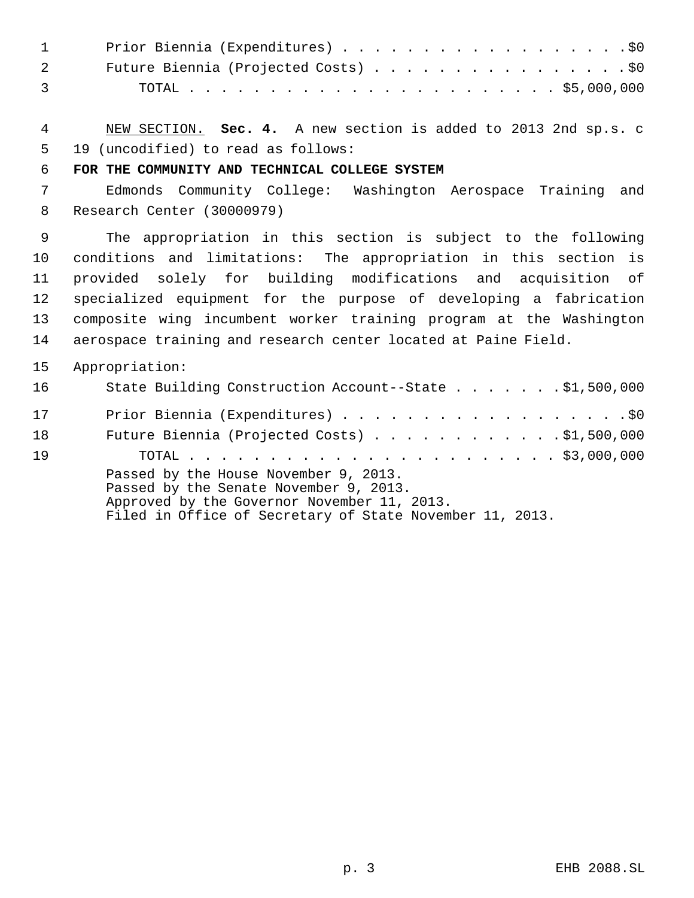Prior Biennia (Expenditures) . . . . . . . . . . . . . . . . . . .$0
Future Biennia (Projected Costs) . . . . . . . . . . . . . . . . .$0
TOTAL . . . . . . . . . . . . . . . . . . . . . . . . $5,000,000

NEW SECTION. **Sec. 4.** A new section is added to 2013 2nd sp.s. c 19 (uncodified) to read as follows:

**FOR THE COMMUNITY AND TECHNICAL COLLEGE SYSTEM**

Edmonds Community College: Washington Aerospace Training and Research Center (30000979)

The appropriation in this section is subject to the following conditions and limitations: The appropriation in this section is provided solely for building modifications and acquisition of specialized equipment for the purpose of developing a fabrication composite wing incumbent worker training program at the Washington aerospace training and research center located at Paine Field.

Appropriation:

State Building Construction Account--State . . . . . . . $1,500,000

Prior Biennia (Expenditures) . . . . . . . . . . . . . . . . . . .$0
Future Biennia (Projected Costs) . . . . . . . . . . . . $1,500,000
TOTAL . . . . . . . . . . . . . . . . . . . . . . . . $3,000,000

Passed by the House November 9, 2013.
Passed by the Senate November 9, 2013.
Approved by the Governor November 11, 2013.
Filed in Office of Secretary of State November 11, 2013.